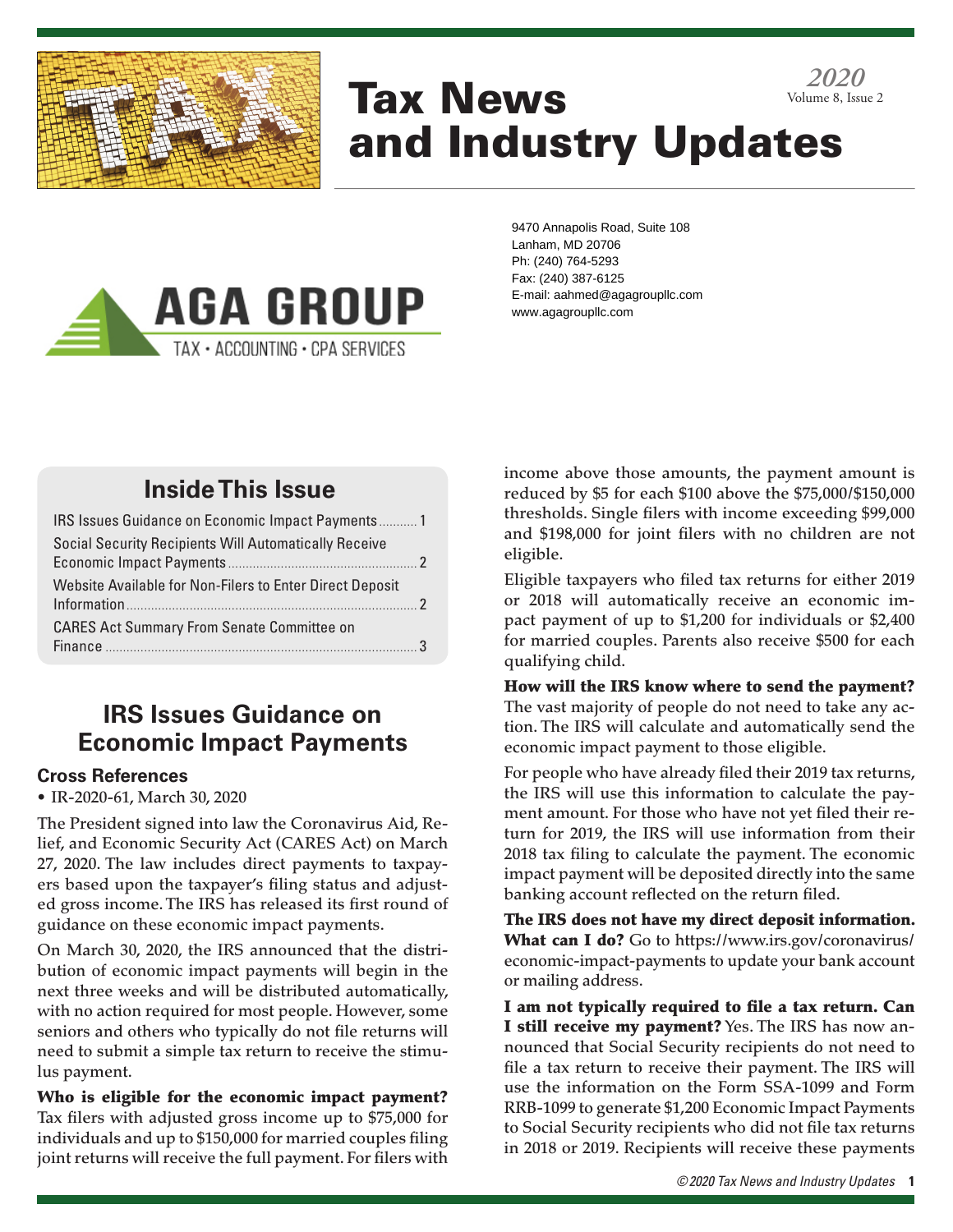# Tax News and Industry Updates

*2020*
Volume 8, Issue 2

**AGA GROUP**
TAX • ACCOUNTING • CPA SERVICES

9470 Annapolis Road, Suite 108
Lanham, MD 20706
Ph: (240) 764-5293
Fax: (240) 387-6125
E-mail: aahmed@agagroupllc.com
www.agagroupllc.com

## Inside This Issue

- IRS Issues Guidance on Economic Impact Payments ........... 1
- Social Security Recipients Will Automatically Receive Economic Impact Payments ........... 2
- Website Available for Non-Filers to Enter Direct Deposit Information ........... 2
- CARES Act Summary From Senate Committee on Finance ........... 3

## IRS Issues Guidance on Economic Impact Payments

### Cross References

- IR-2020-61, March 30, 2020

The President signed into law the Coronavirus Aid, Relief, and Economic Security Act (CARES Act) on March 27, 2020. The law includes direct payments to taxpayers based upon the taxpayer's filing status and adjusted gross income. The IRS has released its first round of guidance on these economic impact payments.

On March 30, 2020, the IRS announced that the distribution of economic impact payments will begin in the next three weeks and will be distributed automatically, with no action required for most people. However, some seniors and others who typically do not file returns will need to submit a simple tax return to receive the stimulus payment.

**Who is eligible for the economic impact payment?** Tax filers with adjusted gross income up to $75,000 for individuals and up to $150,000 for married couples filing joint returns will receive the full payment. For filers with income above those amounts, the payment amount is reduced by $5 for each $100 above the $75,000/$150,000 thresholds. Single filers with income exceeding $99,000 and $198,000 for joint filers with no children are not eligible.

Eligible taxpayers who filed tax returns for either 2019 or 2018 will automatically receive an economic impact payment of up to $1,200 for individuals or $2,400 for married couples. Parents also receive $500 for each qualifying child.

**How will the IRS know where to send the payment?** The vast majority of people do not need to take any action. The IRS will calculate and automatically send the economic impact payment to those eligible.

For people who have already filed their 2019 tax returns, the IRS will use this information to calculate the payment amount. For those who have not yet filed their return for 2019, the IRS will use information from their 2018 tax filing to calculate the payment. The economic impact payment will be deposited directly into the same banking account reflected on the return filed.

**The IRS does not have my direct deposit information. What can I do?** Go to https://www.irs.gov/coronavirus/economic-impact-payments to update your bank account or mailing address.

**I am not typically required to file a tax return. Can I still receive my payment?** Yes. The IRS has now announced that Social Security recipients do not need to file a tax return to receive their payment. The IRS will use the information on the Form SSA-1099 and Form RRB-1099 to generate $1,200 Economic Impact Payments to Social Security recipients who did not file tax returns in 2018 or 2019. Recipients will receive these payments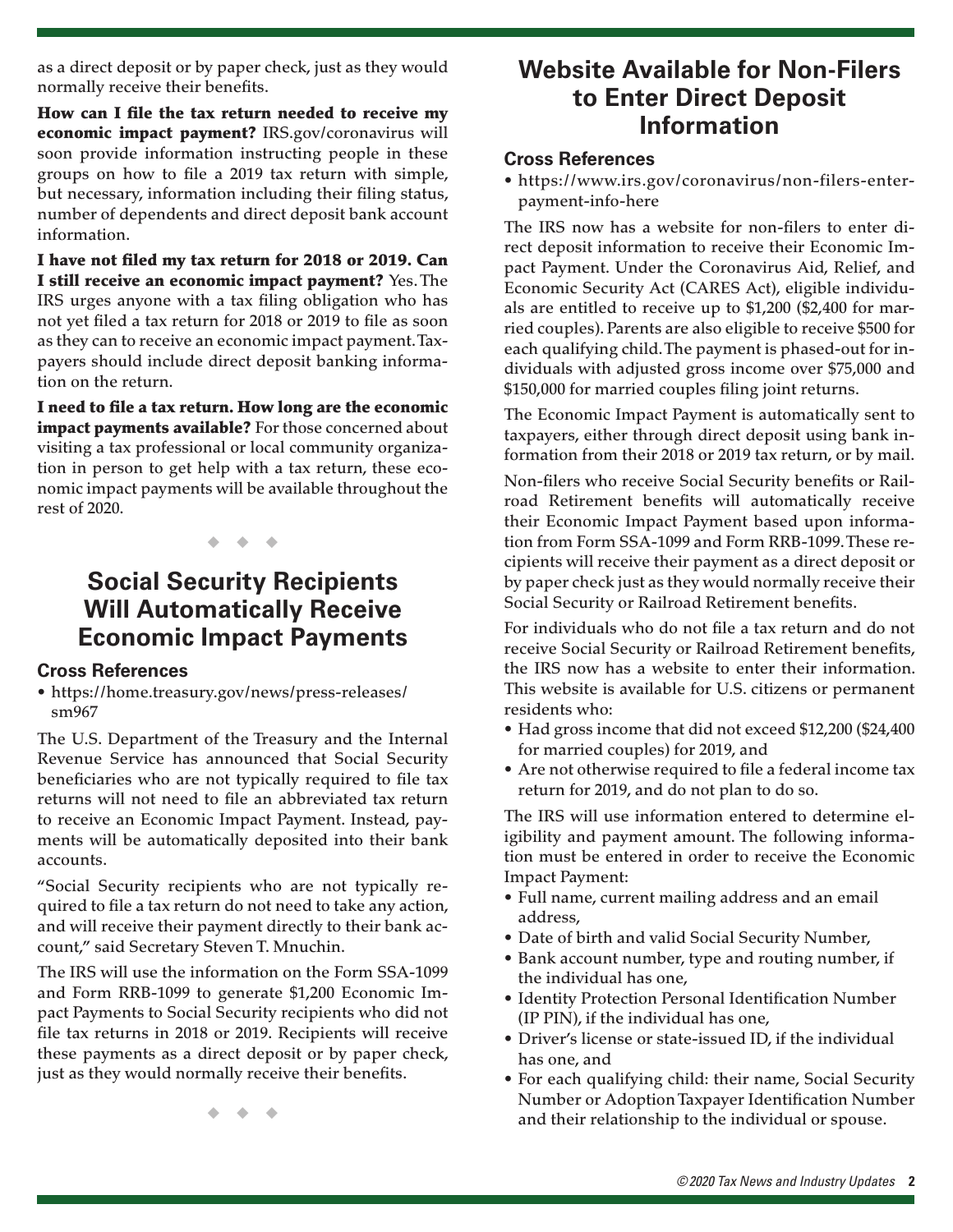as a direct deposit or by paper check, just as they would normally receive their benefits.

**How can I file the tax return needed to receive my economic impact payment?** IRS.gov/coronavirus will soon provide information instructing people in these groups on how to file a 2019 tax return with simple, but necessary, information including their filing status, number of dependents and direct deposit bank account information.

**I have not filed my tax return for 2018 or 2019. Can I still receive an economic impact payment?** Yes. The IRS urges anyone with a tax filing obligation who has not yet filed a tax return for 2018 or 2019 to file as soon as they can to receive an economic impact payment. Taxpayers should include direct deposit banking information on the return.

**I need to file a tax return. How long are the economic impact payments available?** For those concerned about visiting a tax professional or local community organization in person to get help with a tax return, these economic impact payments will be available throughout the rest of 2020.

◆ ◆ ◆

## Social Security Recipients Will Automatically Receive Economic Impact Payments

### Cross References

- https://home.treasury.gov/news/press-releases/sm967

The U.S. Department of the Treasury and the Internal Revenue Service has announced that Social Security beneficiaries who are not typically required to file tax returns will not need to file an abbreviated tax return to receive an Economic Impact Payment. Instead, payments will be automatically deposited into their bank accounts.

"Social Security recipients who are not typically required to file a tax return do not need to take any action, and will receive their payment directly to their bank account," said Secretary Steven T. Mnuchin.

The IRS will use the information on the Form SSA-1099 and Form RRB-1099 to generate $1,200 Economic Impact Payments to Social Security recipients who did not file tax returns in 2018 or 2019. Recipients will receive these payments as a direct deposit or by paper check, just as they would normally receive their benefits.

◆ ◆ ◆

## Website Available for Non-Filers to Enter Direct Deposit Information

### Cross References

- https://www.irs.gov/coronavirus/non-filers-enter-payment-info-here

The IRS now has a website for non-filers to enter direct deposit information to receive their Economic Impact Payment. Under the Coronavirus Aid, Relief, and Economic Security Act (CARES Act), eligible individuals are entitled to receive up to $1,200 ($2,400 for married couples). Parents are also eligible to receive $500 for each qualifying child. The payment is phased-out for individuals with adjusted gross income over $75,000 and $150,000 for married couples filing joint returns.

The Economic Impact Payment is automatically sent to taxpayers, either through direct deposit using bank information from their 2018 or 2019 tax return, or by mail.

Non-filers who receive Social Security benefits or Railroad Retirement benefits will automatically receive their Economic Impact Payment based upon information from Form SSA-1099 and Form RRB-1099. These recipients will receive their payment as a direct deposit or by paper check just as they would normally receive their Social Security or Railroad Retirement benefits.

For individuals who do not file a tax return and do not receive Social Security or Railroad Retirement benefits, the IRS now has a website to enter their information. This website is available for U.S. citizens or permanent residents who:

- Had gross income that did not exceed $12,200 ($24,400 for married couples) for 2019, and
- Are not otherwise required to file a federal income tax return for 2019, and do not plan to do so.

The IRS will use information entered to determine eligibility and payment amount. The following information must be entered in order to receive the Economic Impact Payment:

- Full name, current mailing address and an email address,
- Date of birth and valid Social Security Number,
- Bank account number, type and routing number, if the individual has one,
- Identity Protection Personal Identification Number (IP PIN), if the individual has one,
- Driver's license or state-issued ID, if the individual has one, and
- For each qualifying child: their name, Social Security Number or Adoption Taxpayer Identification Number and their relationship to the individual or spouse.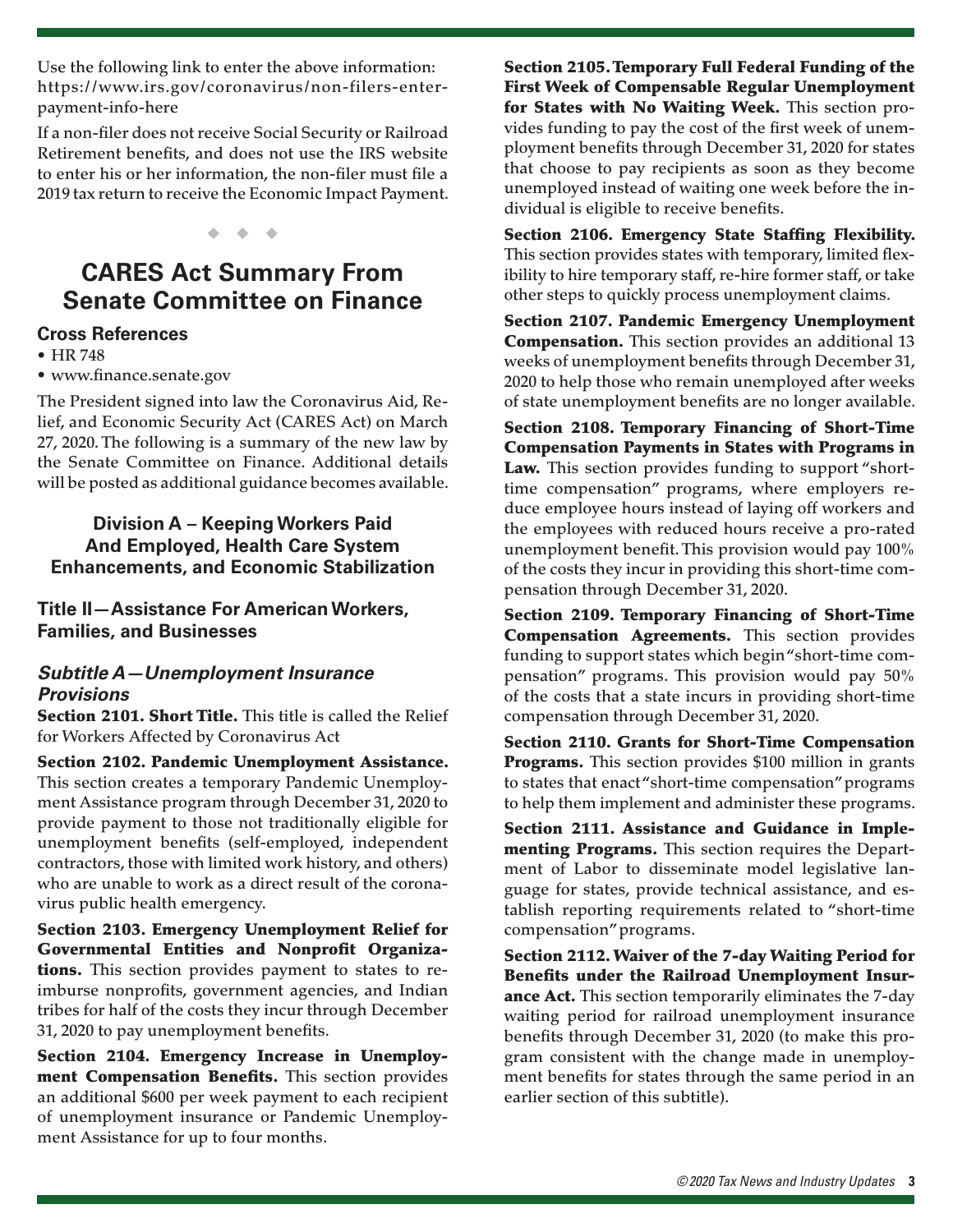Use the following link to enter the above information: https://www.irs.gov/coronavirus/non-filers-enter-payment-info-here

If a non-filer does not receive Social Security or Railroad Retirement benefits, and does not use the IRS website to enter his or her information, the non-filer must file a 2019 tax return to receive the Economic Impact Payment.

◆ ◆ ◆

# CARES Act Summary From Senate Committee on Finance

### Cross References

- HR 748
- www.finance.senate.gov

The President signed into law the Coronavirus Aid, Relief, and Economic Security Act (CARES Act) on March 27, 2020. The following is a summary of the new law by the Senate Committee on Finance. Additional details will be posted as additional guidance becomes available.

## Division A – Keeping Workers Paid And Employed, Health Care System Enhancements, and Economic Stabilization

### Title II—Assistance For American Workers, Families, and Businesses

#### *Subtitle A—Unemployment Insurance Provisions*

**Section 2101. Short Title.** This title is called the Relief for Workers Affected by Coronavirus Act

**Section 2102. Pandemic Unemployment Assistance.** This section creates a temporary Pandemic Unemployment Assistance program through December 31, 2020 to provide payment to those not traditionally eligible for unemployment benefits (self-employed, independent contractors, those with limited work history, and others) who are unable to work as a direct result of the coronavirus public health emergency.

**Section 2103. Emergency Unemployment Relief for Governmental Entities and Nonprofit Organizations.** This section provides payment to states to reimburse nonprofits, government agencies, and Indian tribes for half of the costs they incur through December 31, 2020 to pay unemployment benefits.

**Section 2104. Emergency Increase in Unemployment Compensation Benefits.** This section provides an additional $600 per week payment to each recipient of unemployment insurance or Pandemic Unemployment Assistance for up to four months.

**Section 2105. Temporary Full Federal Funding of the First Week of Compensable Regular Unemployment for States with No Waiting Week.** This section provides funding to pay the cost of the first week of unemployment benefits through December 31, 2020 for states that choose to pay recipients as soon as they become unemployed instead of waiting one week before the individual is eligible to receive benefits.

**Section 2106. Emergency State Staffing Flexibility.** This section provides states with temporary, limited flexibility to hire temporary staff, re-hire former staff, or take other steps to quickly process unemployment claims.

**Section 2107. Pandemic Emergency Unemployment Compensation.** This section provides an additional 13 weeks of unemployment benefits through December 31, 2020 to help those who remain unemployed after weeks of state unemployment benefits are no longer available.

**Section 2108. Temporary Financing of Short-Time Compensation Payments in States with Programs in Law.** This section provides funding to support "short-time compensation" programs, where employers reduce employee hours instead of laying off workers and the employees with reduced hours receive a pro-rated unemployment benefit. This provision would pay 100% of the costs they incur in providing this short-time compensation through December 31, 2020.

**Section 2109. Temporary Financing of Short-Time Compensation Agreements.** This section provides funding to support states which begin "short-time compensation" programs. This provision would pay 50% of the costs that a state incurs in providing short-time compensation through December 31, 2020.

**Section 2110. Grants for Short-Time Compensation Programs.** This section provides $100 million in grants to states that enact "short-time compensation" programs to help them implement and administer these programs.

**Section 2111. Assistance and Guidance in Implementing Programs.** This section requires the Department of Labor to disseminate model legislative language for states, provide technical assistance, and establish reporting requirements related to "short-time compensation" programs.

**Section 2112. Waiver of the 7-day Waiting Period for Benefits under the Railroad Unemployment Insurance Act.** This section temporarily eliminates the 7-day waiting period for railroad unemployment insurance benefits through December 31, 2020 (to make this program consistent with the change made in unemployment benefits for states through the same period in an earlier section of this subtitle).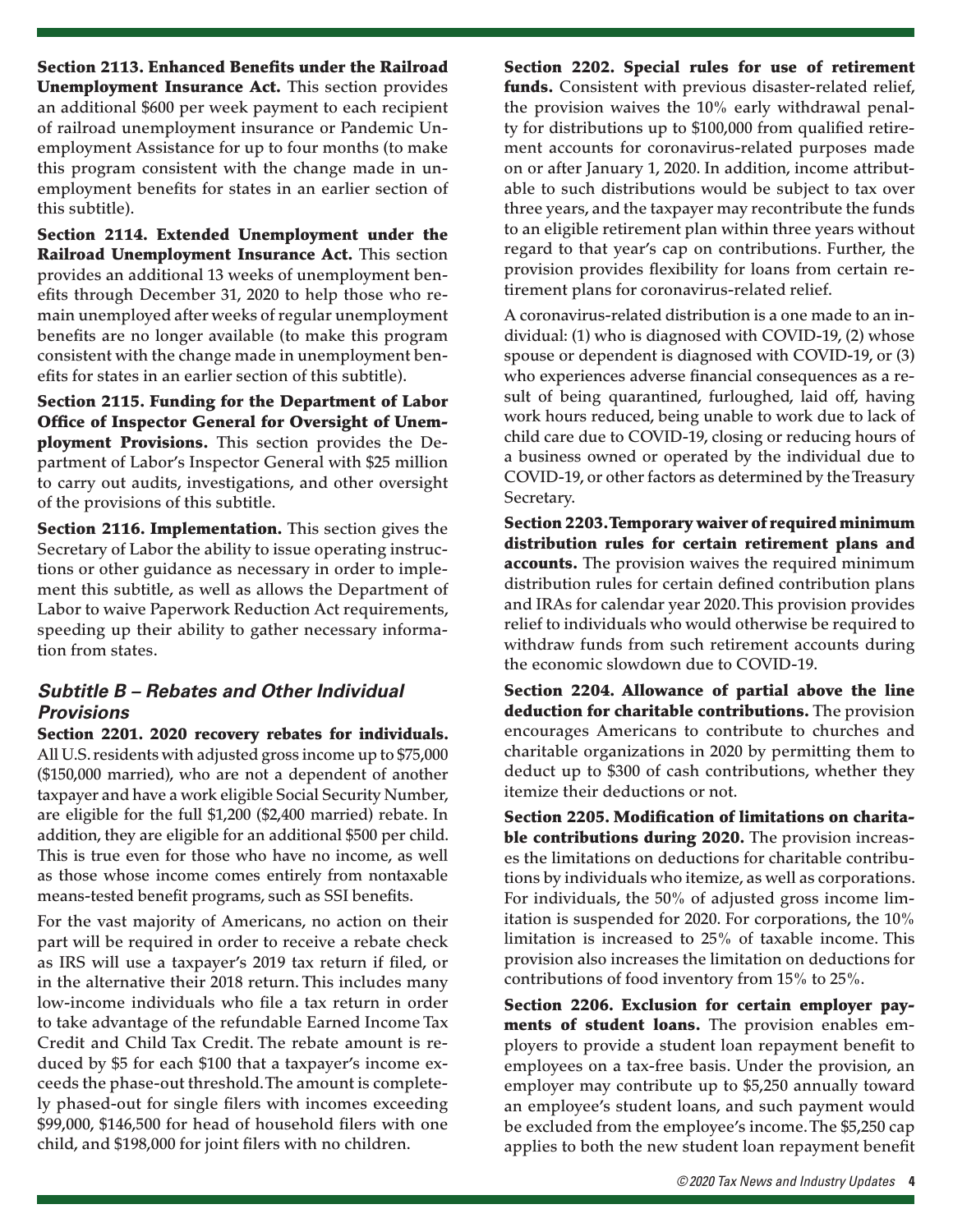**Section 2113. Enhanced Benefits under the Railroad Unemployment Insurance Act.** This section provides an additional $600 per week payment to each recipient of railroad unemployment insurance or Pandemic Unemployment Assistance for up to four months (to make this program consistent with the change made in unemployment benefits for states in an earlier section of this subtitle).

**Section 2114. Extended Unemployment under the Railroad Unemployment Insurance Act.** This section provides an additional 13 weeks of unemployment benefits through December 31, 2020 to help those who remain unemployed after weeks of regular unemployment benefits are no longer available (to make this program consistent with the change made in unemployment benefits for states in an earlier section of this subtitle).

**Section 2115. Funding for the Department of Labor Office of Inspector General for Oversight of Unemployment Provisions.** This section provides the Department of Labor's Inspector General with $25 million to carry out audits, investigations, and other oversight of the provisions of this subtitle.

**Section 2116. Implementation.** This section gives the Secretary of Labor the ability to issue operating instructions or other guidance as necessary in order to implement this subtitle, as well as allows the Department of Labor to waive Paperwork Reduction Act requirements, speeding up their ability to gather necessary information from states.

### *Subtitle B – Rebates and Other Individual Provisions*

**Section 2201. 2020 recovery rebates for individuals.** All U.S. residents with adjusted gross income up to $75,000 ($150,000 married), who are not a dependent of another taxpayer and have a work eligible Social Security Number, are eligible for the full $1,200 ($2,400 married) rebate. In addition, they are eligible for an additional $500 per child. This is true even for those who have no income, as well as those whose income comes entirely from nontaxable means-tested benefit programs, such as SSI benefits.

For the vast majority of Americans, no action on their part will be required in order to receive a rebate check as IRS will use a taxpayer's 2019 tax return if filed, or in the alternative their 2018 return. This includes many low-income individuals who file a tax return in order to take advantage of the refundable Earned Income Tax Credit and Child Tax Credit. The rebate amount is reduced by $5 for each $100 that a taxpayer's income exceeds the phase-out threshold. The amount is completely phased-out for single filers with incomes exceeding $99,000, $146,500 for head of household filers with one child, and $198,000 for joint filers with no children.

**Section 2202. Special rules for use of retirement funds.** Consistent with previous disaster-related relief, the provision waives the 10% early withdrawal penalty for distributions up to $100,000 from qualified retirement accounts for coronavirus-related purposes made on or after January 1, 2020. In addition, income attributable to such distributions would be subject to tax over three years, and the taxpayer may recontribute the funds to an eligible retirement plan within three years without regard to that year's cap on contributions. Further, the provision provides flexibility for loans from certain retirement plans for coronavirus-related relief.

A coronavirus-related distribution is a one made to an individual: (1) who is diagnosed with COVID-19, (2) whose spouse or dependent is diagnosed with COVID-19, or (3) who experiences adverse financial consequences as a result of being quarantined, furloughed, laid off, having work hours reduced, being unable to work due to lack of child care due to COVID-19, closing or reducing hours of a business owned or operated by the individual due to COVID-19, or other factors as determined by the Treasury Secretary.

**Section 2203. Temporary waiver of required minimum distribution rules for certain retirement plans and accounts.** The provision waives the required minimum distribution rules for certain defined contribution plans and IRAs for calendar year 2020. This provision provides relief to individuals who would otherwise be required to withdraw funds from such retirement accounts during the economic slowdown due to COVID-19.

**Section 2204. Allowance of partial above the line deduction for charitable contributions.** The provision encourages Americans to contribute to churches and charitable organizations in 2020 by permitting them to deduct up to $300 of cash contributions, whether they itemize their deductions or not.

**Section 2205. Modification of limitations on charitable contributions during 2020.** The provision increases the limitations on deductions for charitable contributions by individuals who itemize, as well as corporations. For individuals, the 50% of adjusted gross income limitation is suspended for 2020. For corporations, the 10% limitation is increased to 25% of taxable income. This provision also increases the limitation on deductions for contributions of food inventory from 15% to 25%.

**Section 2206. Exclusion for certain employer payments of student loans.** The provision enables employers to provide a student loan repayment benefit to employees on a tax-free basis. Under the provision, an employer may contribute up to $5,250 annually toward an employee's student loans, and such payment would be excluded from the employee's income. The $5,250 cap applies to both the new student loan repayment benefit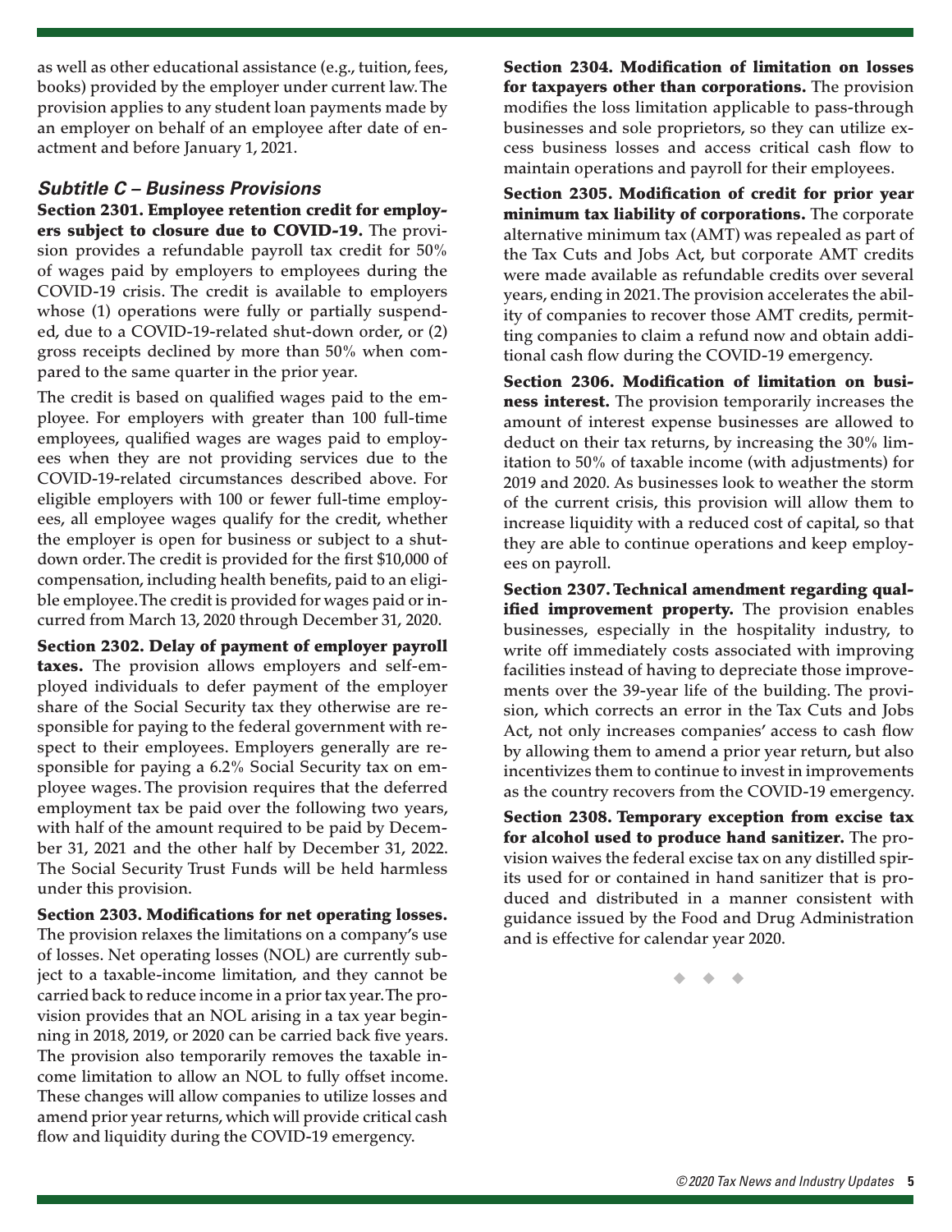as well as other educational assistance (e.g., tuition, fees, books) provided by the employer under current law. The provision applies to any student loan payments made by an employer on behalf of an employee after date of enactment and before January 1, 2021.

### *Subtitle C – Business Provisions*

**Section 2301. Employee retention credit for employers subject to closure due to COVID-19.** The provision provides a refundable payroll tax credit for 50% of wages paid by employers to employees during the COVID-19 crisis. The credit is available to employers whose (1) operations were fully or partially suspended, due to a COVID-19-related shut-down order, or (2) gross receipts declined by more than 50% when compared to the same quarter in the prior year.

The credit is based on qualified wages paid to the employee. For employers with greater than 100 full-time employees, qualified wages are wages paid to employees when they are not providing services due to the COVID-19-related circumstances described above. For eligible employers with 100 or fewer full-time employees, all employee wages qualify for the credit, whether the employer is open for business or subject to a shutdown order. The credit is provided for the first $10,000 of compensation, including health benefits, paid to an eligible employee. The credit is provided for wages paid or incurred from March 13, 2020 through December 31, 2020.

**Section 2302. Delay of payment of employer payroll taxes.** The provision allows employers and self-employed individuals to defer payment of the employer share of the Social Security tax they otherwise are responsible for paying to the federal government with respect to their employees. Employers generally are responsible for paying a 6.2% Social Security tax on employee wages. The provision requires that the deferred employment tax be paid over the following two years, with half of the amount required to be paid by December 31, 2021 and the other half by December 31, 2022. The Social Security Trust Funds will be held harmless under this provision.

**Section 2303. Modifications for net operating losses.** The provision relaxes the limitations on a company's use of losses. Net operating losses (NOL) are currently subject to a taxable-income limitation, and they cannot be carried back to reduce income in a prior tax year. The provision provides that an NOL arising in a tax year beginning in 2018, 2019, or 2020 can be carried back five years. The provision also temporarily removes the taxable income limitation to allow an NOL to fully offset income. These changes will allow companies to utilize losses and amend prior year returns, which will provide critical cash flow and liquidity during the COVID-19 emergency.

**Section 2304. Modification of limitation on losses for taxpayers other than corporations.** The provision modifies the loss limitation applicable to pass-through businesses and sole proprietors, so they can utilize excess business losses and access critical cash flow to maintain operations and payroll for their employees.

**Section 2305. Modification of credit for prior year minimum tax liability of corporations.** The corporate alternative minimum tax (AMT) was repealed as part of the Tax Cuts and Jobs Act, but corporate AMT credits were made available as refundable credits over several years, ending in 2021. The provision accelerates the ability of companies to recover those AMT credits, permitting companies to claim a refund now and obtain additional cash flow during the COVID-19 emergency.

**Section 2306. Modification of limitation on business interest.** The provision temporarily increases the amount of interest expense businesses are allowed to deduct on their tax returns, by increasing the 30% limitation to 50% of taxable income (with adjustments) for 2019 and 2020. As businesses look to weather the storm of the current crisis, this provision will allow them to increase liquidity with a reduced cost of capital, so that they are able to continue operations and keep employees on payroll.

**Section 2307. Technical amendment regarding qualified improvement property.** The provision enables businesses, especially in the hospitality industry, to write off immediately costs associated with improving facilities instead of having to depreciate those improvements over the 39-year life of the building. The provision, which corrects an error in the Tax Cuts and Jobs Act, not only increases companies' access to cash flow by allowing them to amend a prior year return, but also incentivizes them to continue to invest in improvements as the country recovers from the COVID-19 emergency.

**Section 2308. Temporary exception from excise tax for alcohol used to produce hand sanitizer.** The provision waives the federal excise tax on any distilled spirits used for or contained in hand sanitizer that is produced and distributed in a manner consistent with guidance issued by the Food and Drug Administration and is effective for calendar year 2020.

◆ ◆ ◆